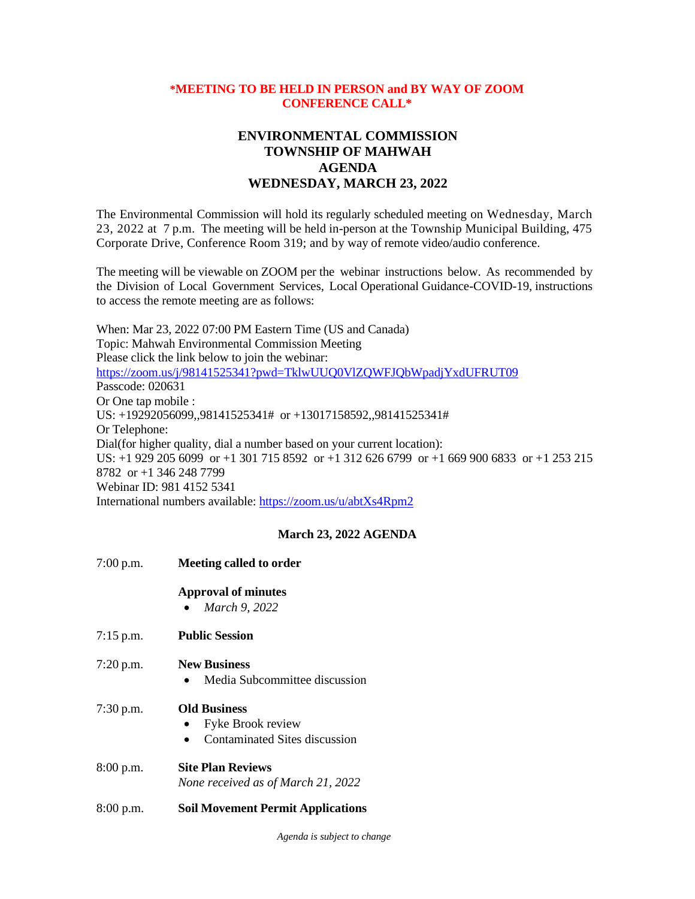**\*MEETING TO BE HELD IN PERSON and BY WAY OF ZOOM CONFERENCE CALL\***

# ENVIRONMENTAL COMMISSION
# TOWNSHIP OF MAHWAH
# AGENDA
# WEDNESDAY, MARCH 23, 2022

The Environmental Commission will hold its regularly scheduled meeting on Wednesday, March 23, 2022 at 7 p.m. The meeting will be held in-person at the Township Municipal Building, 475 Corporate Drive, Conference Room 319; and by way of remote video/audio conference.

The meeting will be viewable on ZOOM per the webinar instructions below. As recommended by the Division of Local Government Services, Local Operational Guidance-COVID-19, instructions to access the remote meeting are as follows:

When: Mar 23, 2022 07:00 PM Eastern Time (US and Canada)
Topic: Mahwah Environmental Commission Meeting
Please click the link below to join the webinar:
https://zoom.us/j/98141525341?pwd=TklwUUQ0VlZQWFJQbWpadjYxdUFRUT09
Passcode: 020631
Or One tap mobile :
US: +19292056099,,98141525341# or +13017158592,,98141525341#
Or Telephone:
Dial(for higher quality, dial a number based on your current location):
US: +1 929 205 6099 or +1 301 715 8592 or +1 312 626 6799 or +1 669 900 6833 or +1 253 215 8782 or +1 346 248 7799
Webinar ID: 981 4152 5341
International numbers available: https://zoom.us/u/abtXs4Rpm2

## March 23, 2022 AGENDA

7:00 p.m. **Meeting called to order**

**Approval of minutes**

- *March 9, 2022*

7:15 p.m. **Public Session**

7:20 p.m. **New Business**

- Media Subcommittee discussion

7:30 p.m. **Old Business**

- Fyke Brook review
- Contaminated Sites discussion

8:00 p.m. **Site Plan Reviews**
*None received as of March 21, 2022*

8:00 p.m. **Soil Movement Permit Applications**

*Agenda is subject to change*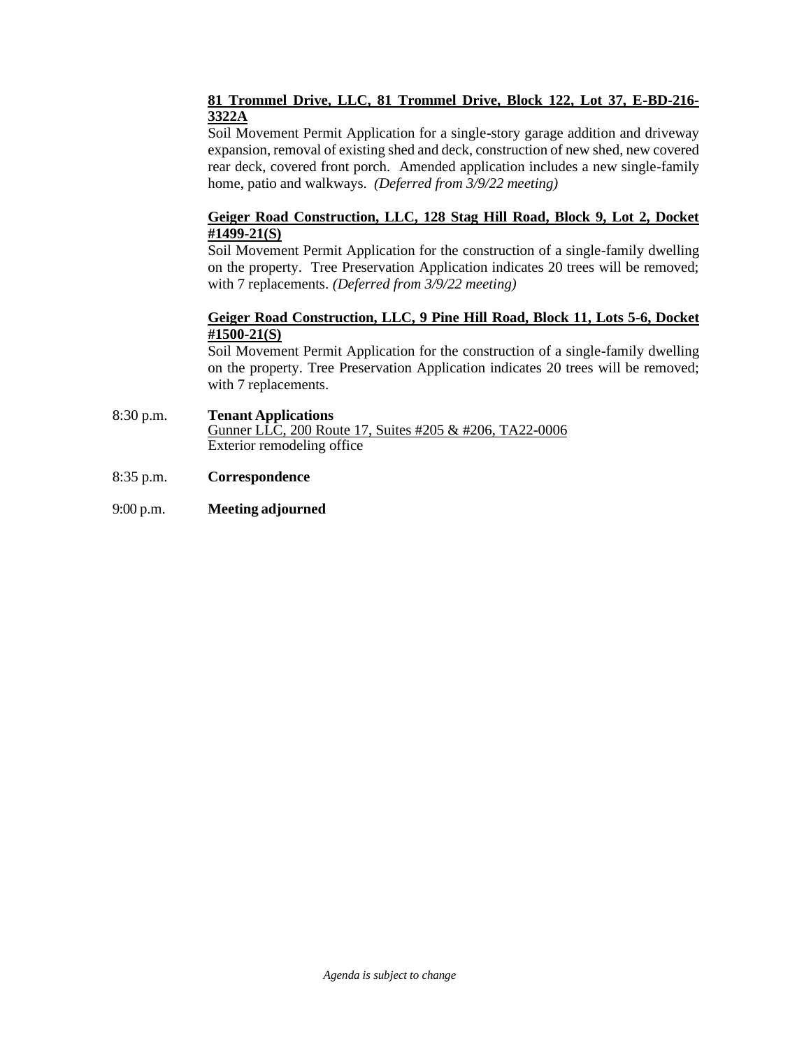**81 Trommel Drive, LLC, 81 Trommel Drive, Block 122, Lot 37, E-BD-216-3322A**
Soil Movement Permit Application for a single-story garage addition and driveway expansion, removal of existing shed and deck, construction of new shed, new covered rear deck, covered front porch. Amended application includes a new single-family home, patio and walkways. *(Deferred from 3/9/22 meeting)*

**Geiger Road Construction, LLC, 128 Stag Hill Road, Block 9, Lot 2, Docket #1499-21(S)**
Soil Movement Permit Application for the construction of a single-family dwelling on the property. Tree Preservation Application indicates 20 trees will be removed; with 7 replacements. *(Deferred from 3/9/22 meeting)*

**Geiger Road Construction, LLC, 9 Pine Hill Road, Block 11, Lots 5-6, Docket #1500-21(S)**
Soil Movement Permit Application for the construction of a single-family dwelling on the property. Tree Preservation Application indicates 20 trees will be removed; with 7 replacements.

8:30 p.m. **Tenant Applications**
Gunner LLC, 200 Route 17, Suites #205 & #206, TA22-0006
Exterior remodeling office

8:35 p.m. **Correspondence**

9:00 p.m. **Meeting adjourned**

*Agenda is subject to change*